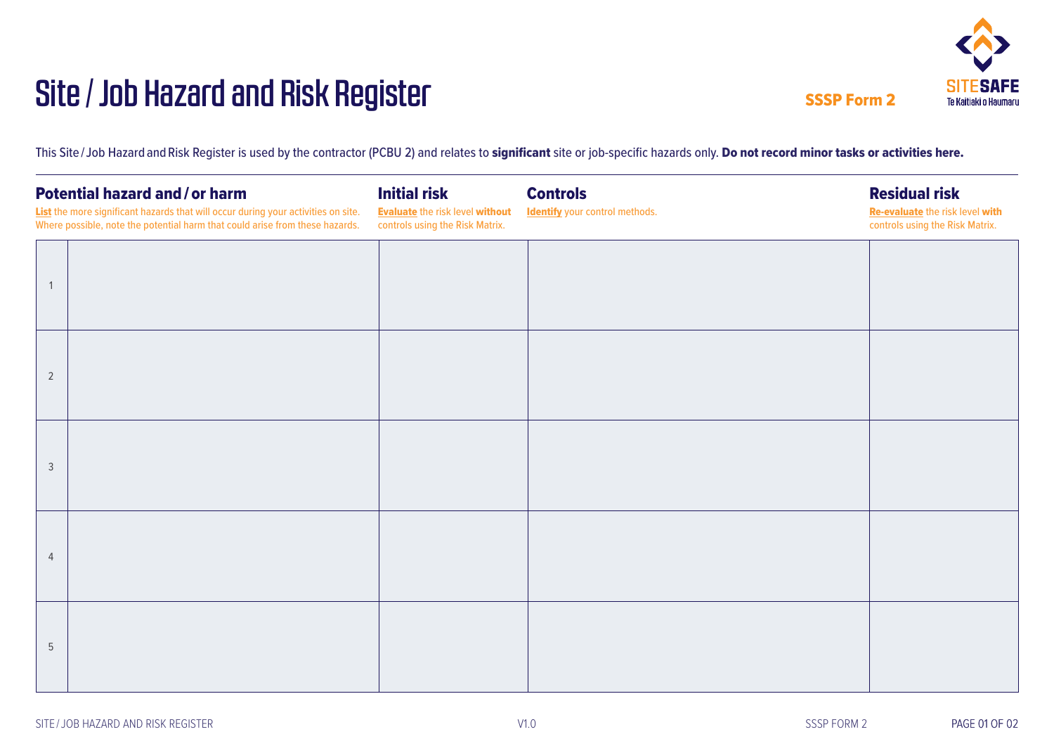# Site / Job Hazard and Risk Register

**SSSP Form 2**

SITESAFE
Te Kaitiaki o Haumaru

This Site / Job Hazard and Risk Register is used by the contractor (PCBU 2) and relates to **significant** site or job-specific hazards only. **Do not record minor tasks or activities here.**

| | **Potential hazard and / or harm**<br>**List** the more significant hazards that will occur during your activities on site. Where possible, note the potential harm that could arise from these hazards. | **Initial risk**<br>**Evaluate** the risk level **without** controls using the Risk Matrix. | **Controls**<br>**Identify** your control methods. | **Residual risk**<br>**Re-evaluate** the risk level **with** controls using the Risk Matrix. |
|---|---|---|---|---|
| 1 | | | | |
| 2 | | | | |
| 3 | | | | |
| 4 | | | | |
| 5 | | | | |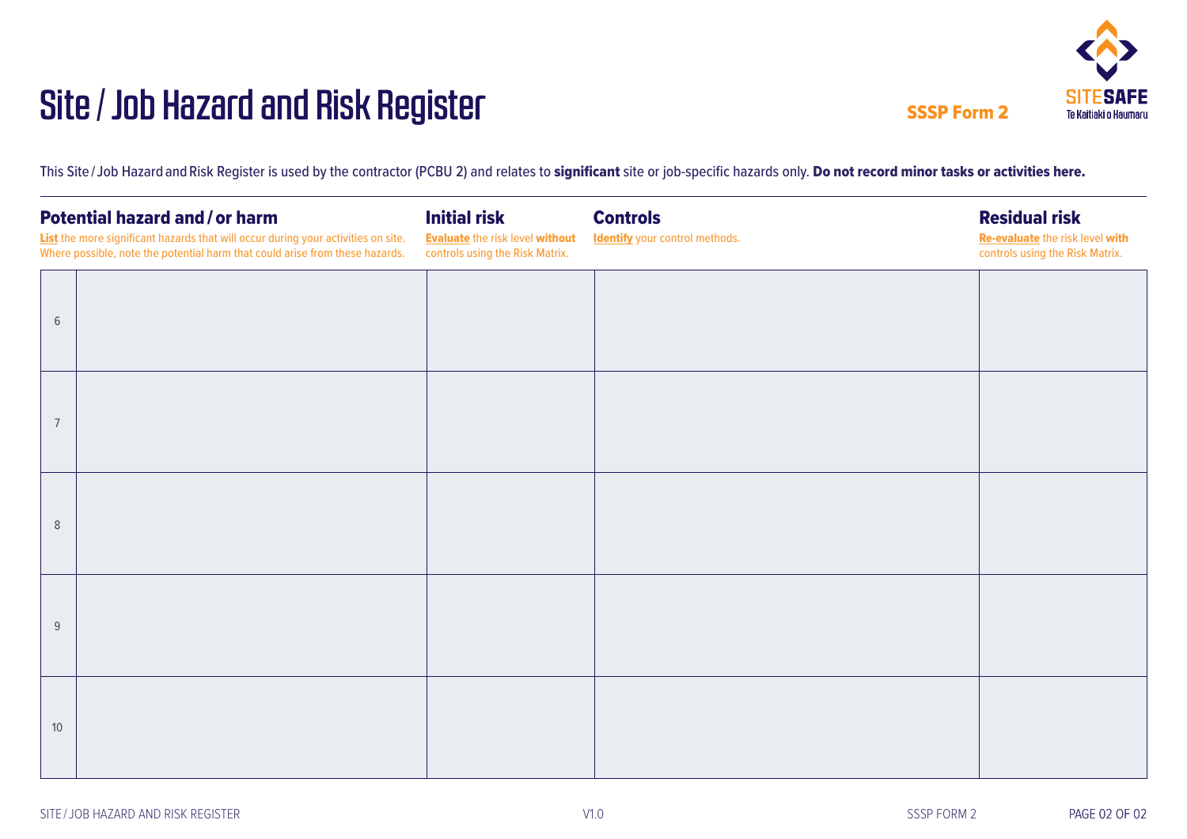# Site / Job Hazard and Risk Register

**SSSP Form 2**

SITESAFE
Te Kaitiaki o Haumaru

This Site / Job Hazard and Risk Register is used by the contractor (PCBU 2) and relates to **significant** site or job-specific hazards only. **Do not record minor tasks or activities here.**

| | Potential hazard and / or harm<br>List the more significant hazards that will occur during your activities on site. Where possible, note the potential harm that could arise from these hazards. | Initial risk<br>Evaluate the risk level **without** controls using the Risk Matrix. | Controls<br>Identify your control methods. | Residual risk<br>Re-evaluate the risk level **with** controls using the Risk Matrix. |
|---|---|---|---|---|
| 6 | | | | |
| 7 | | | | |
| 8 | | | | |
| 9 | | | | |
| 10 | | | | |